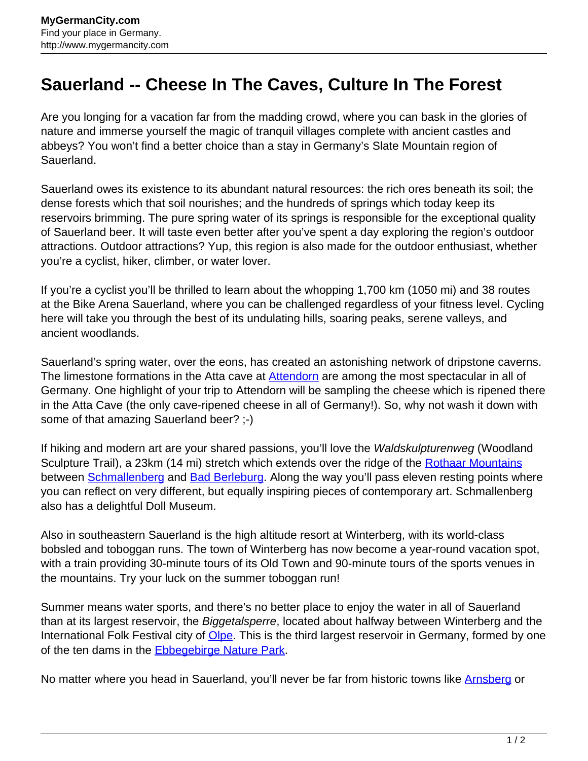# Sauerland -- Cheese In The Caves, Culture In The Forest

Are you longing for a vacation far from the madding crowd, where you can bask in the glories of nature and immerse yourself the magic of tranquil villages complete with ancient castles and abbeys? You won't find a better choice than a stay in Germany's Slate Mountain region of Sauerland.

Sauerland owes its existence to its abundant natural resources: the rich ores beneath its soil; the dense forests which that soil nourishes; and the hundreds of springs which today keep its reservoirs brimming. The pure spring water of its springs is responsible for the exceptional quality of Sauerland beer. It will taste even better after you've spent a day exploring the region's outdoor attractions. Outdoor attractions? Yup, this region is also made for the outdoor enthusiast, whether you're a cyclist, hiker, climber, or water lover.

If you're a cyclist you'll be thrilled to learn about the whopping 1,700 km (1050 mi) and 38 routes at the Bike Arena Sauerland, where you can be challenged regardless of your fitness level. Cycling here will take you through the best of its undulating hills, soaring peaks, serene valleys, and ancient woodlands.

Sauerland's spring water, over the eons, has created an astonishing network of dripstone caverns. The limestone formations in the Atta cave at Attendorn are among the most spectacular in all of Germany. One highlight of your trip to Attendorn will be sampling the cheese which is ripened there in the Atta Cave (the only cave-ripened cheese in all of Germany!). So, why not wash it down with some of that amazing Sauerland beer? ;-)

If hiking and modern art are your shared passions, you'll love the *Waldskulpturenweg* (Woodland Sculpture Trail), a 23km (14 mi) stretch which extends over the ridge of the Rothaar Mountains between Schmallenberg and Bad Berleburg. Along the way you'll pass eleven resting points where you can reflect on very different, but equally inspiring pieces of contemporary art. Schmallenberg also has a delightful Doll Museum.

Also in southeastern Sauerland is the high altitude resort at Winterberg, with its world-class bobsled and toboggan runs. The town of Winterberg has now become a year-round vacation spot, with a train providing 30-minute tours of its Old Town and 90-minute tours of the sports venues in the mountains. Try your luck on the summer toboggan run!

Summer means water sports, and there's no better place to enjoy the water in all of Sauerland than at its largest reservoir, the *Biggetalsperre*, located about halfway between Winterberg and the International Folk Festival city of Olpe. This is the third largest reservoir in Germany, formed by one of the ten dams in the Ebbegebirge Nature Park.

No matter where you head in Sauerland, you'll never be far from historic towns like Arnsberg or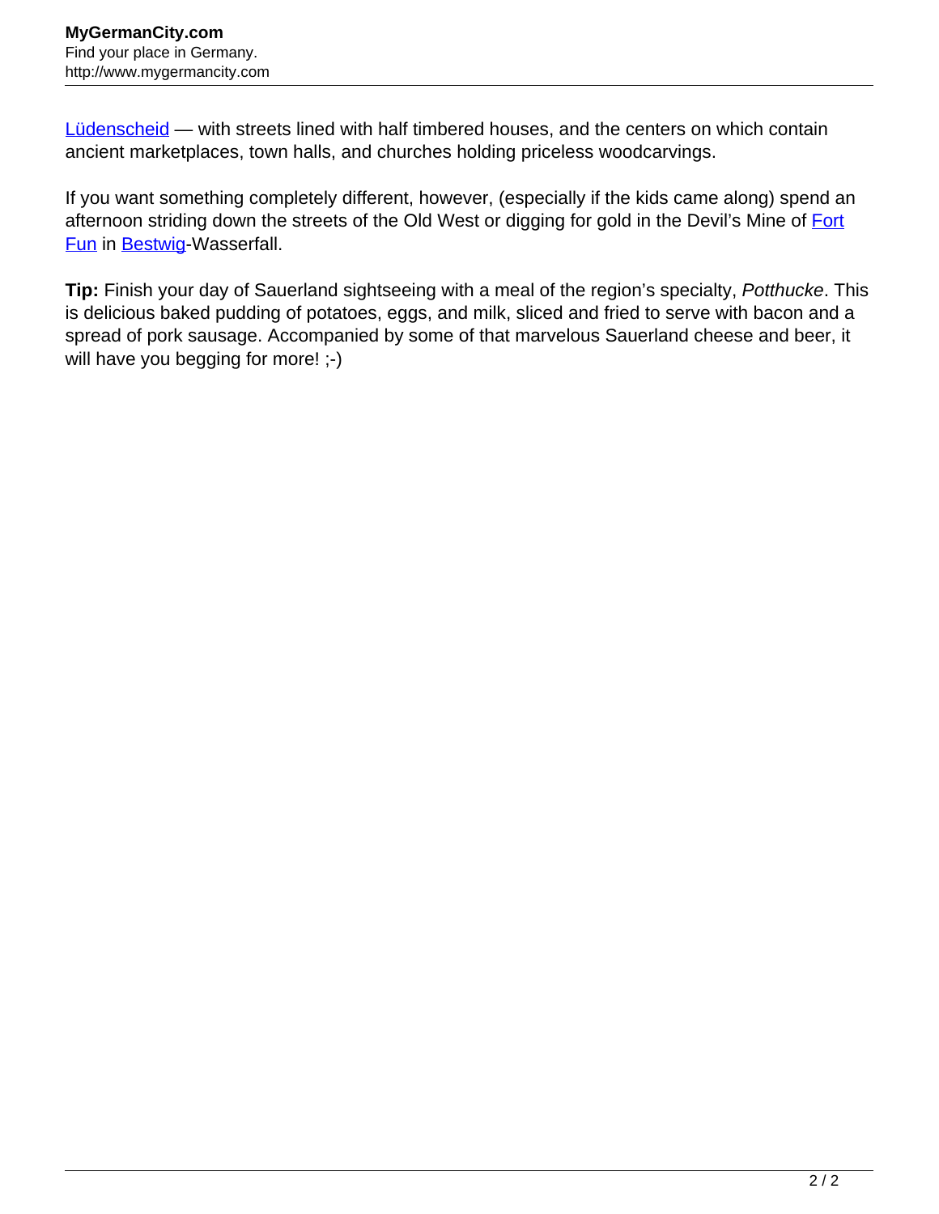Lüdenscheid — with streets lined with half timbered houses, and the centers on which contain ancient marketplaces, town halls, and churches holding priceless woodcarvings.

If you want something completely different, however, (especially if the kids came along) spend an afternoon striding down the streets of the Old West or digging for gold in the Devil's Mine of Fort Fun in Bestwig-Wasserfall.

**Tip:** Finish your day of Sauerland sightseeing with a meal of the region's specialty, *Potthucke*. This is delicious baked pudding of potatoes, eggs, and milk, sliced and fried to serve with bacon and a spread of pork sausage. Accompanied by some of that marvelous Sauerland cheese and beer, it will have you begging for more! ;-)